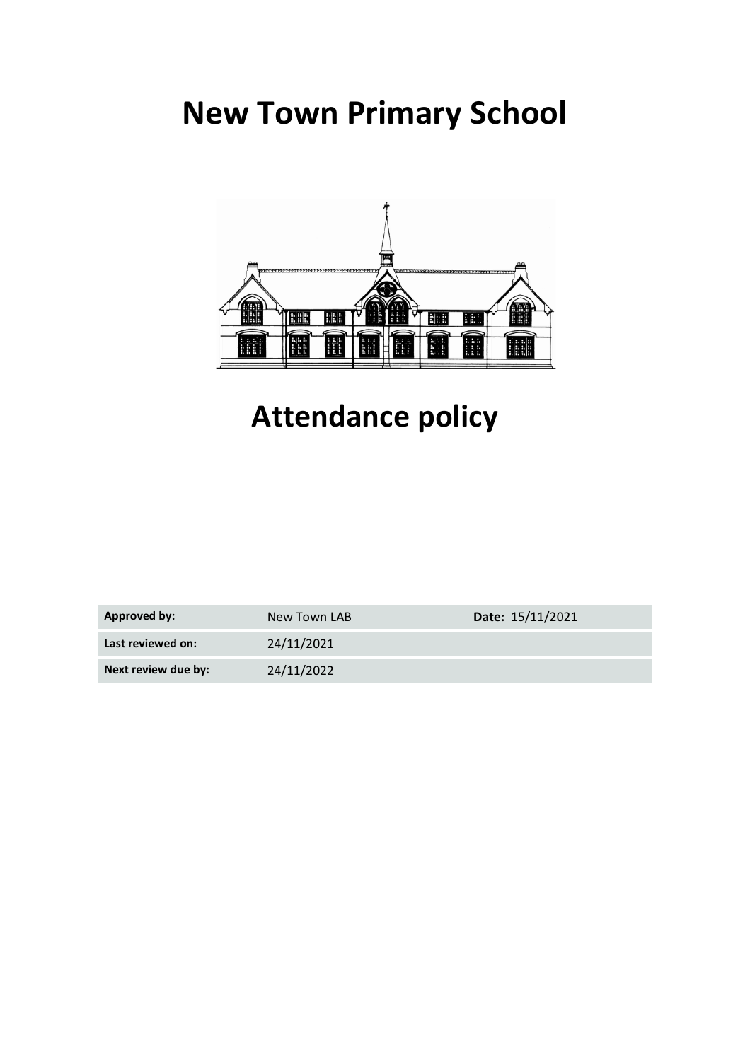# New Town Primary School

# Attendance policy

| Approved by: | New Town LAB | Date: 15/11/2021 |
| --- | --- | --- |
| Last reviewed on: | 24/11/2021 | |
| Next review due by: | 24/11/2022 | |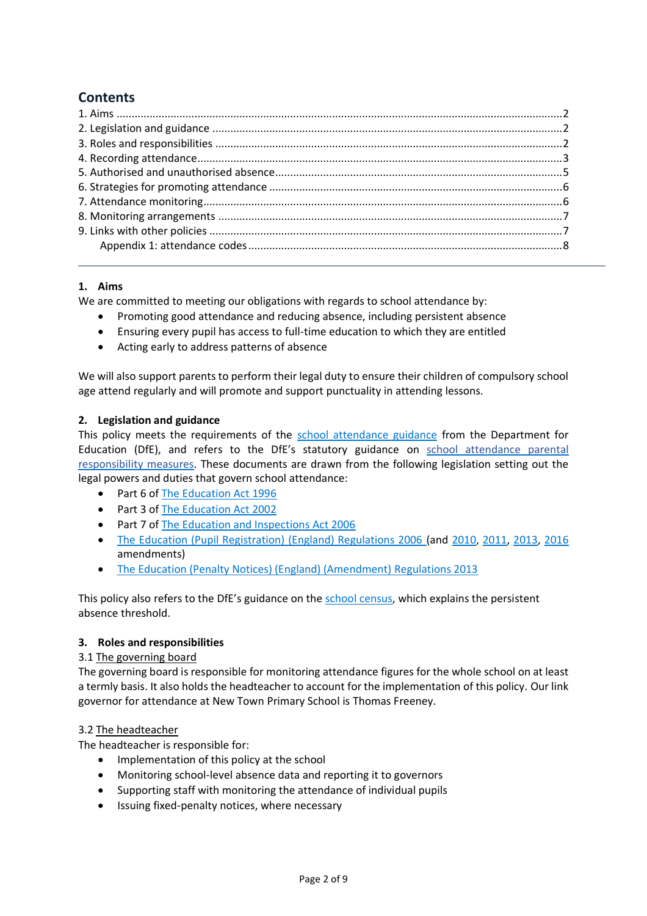## Contents

1. Aims ........................................................................ 2
2. Legislation and guidance ........................................................................ 2
3. Roles and responsibilities ........................................................................ 2
4. Recording attendance ........................................................................ 3
5. Authorised and unauthorised absence ........................................................................ 5
6. Strategies for promoting attendance ........................................................................ 6
7. Attendance monitoring ........................................................................ 6
8. Monitoring arrangements ........................................................................ 7
9. Links with other policies ........................................................................ 7

   Appendix 1: attendance codes ........................................................................ 8

---

### 1. Aims

We are committed to meeting our obligations with regards to school attendance by:

- Promoting good attendance and reducing absence, including persistent absence
- Ensuring every pupil has access to full-time education to which they are entitled
- Acting early to address patterns of absence

We will also support parents to perform their legal duty to ensure their children of compulsory school age attend regularly and will promote and support punctuality in attending lessons.

### 2. Legislation and guidance

This policy meets the requirements of the school attendance guidance from the Department for Education (DfE), and refers to the DfE's statutory guidance on school attendance parental responsibility measures. These documents are drawn from the following legislation setting out the legal powers and duties that govern school attendance:

- Part 6 of The Education Act 1996
- Part 3 of The Education Act 2002
- Part 7 of The Education and Inspections Act 2006
- The Education (Pupil Registration) (England) Regulations 2006 (and 2010, 2011, 2013, 2016 amendments)
- The Education (Penalty Notices) (England) (Amendment) Regulations 2013

This policy also refers to the DfE's guidance on the school census, which explains the persistent absence threshold.

### 3. Roles and responsibilities

#### 3.1 The governing board

The governing board is responsible for monitoring attendance figures for the whole school on at least a termly basis. It also holds the headteacher to account for the implementation of this policy. Our link governor for attendance at New Town Primary School is Thomas Freeney.

#### 3.2 The headteacher

The headteacher is responsible for:

- Implementation of this policy at the school
- Monitoring school-level absence data and reporting it to governors
- Supporting staff with monitoring the attendance of individual pupils
- Issuing fixed-penalty notices, where necessary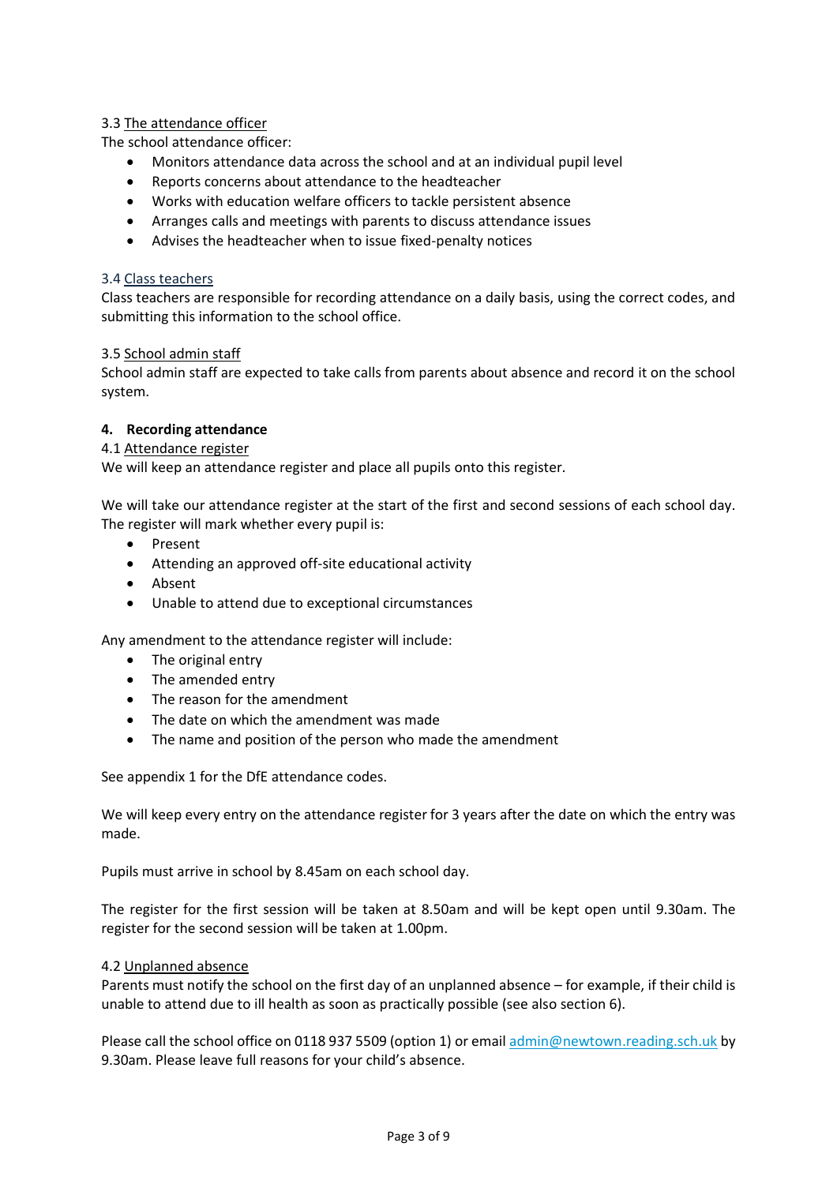### 3.3 The attendance officer

The school attendance officer:

- Monitors attendance data across the school and at an individual pupil level
- Reports concerns about attendance to the headteacher
- Works with education welfare officers to tackle persistent absence
- Arranges calls and meetings with parents to discuss attendance issues
- Advises the headteacher when to issue fixed-penalty notices

### 3.4 Class teachers

Class teachers are responsible for recording attendance on a daily basis, using the correct codes, and submitting this information to the school office.

### 3.5 School admin staff

School admin staff are expected to take calls from parents about absence and record it on the school system.

## 4. Recording attendance

### 4.1 Attendance register

We will keep an attendance register and place all pupils onto this register.

We will take our attendance register at the start of the first and second sessions of each school day. The register will mark whether every pupil is:

- Present
- Attending an approved off-site educational activity
- Absent
- Unable to attend due to exceptional circumstances

Any amendment to the attendance register will include:

- The original entry
- The amended entry
- The reason for the amendment
- The date on which the amendment was made
- The name and position of the person who made the amendment

See appendix 1 for the DfE attendance codes.

We will keep every entry on the attendance register for 3 years after the date on which the entry was made.

Pupils must arrive in school by 8.45am on each school day.

The register for the first session will be taken at 8.50am and will be kept open until 9.30am. The register for the second session will be taken at 1.00pm.

### 4.2 Unplanned absence

Parents must notify the school on the first day of an unplanned absence – for example, if their child is unable to attend due to ill health as soon as practically possible (see also section 6).

Please call the school office on 0118 937 5509 (option 1) or email admin@newtown.reading.sch.uk by 9.30am. Please leave full reasons for your child's absence.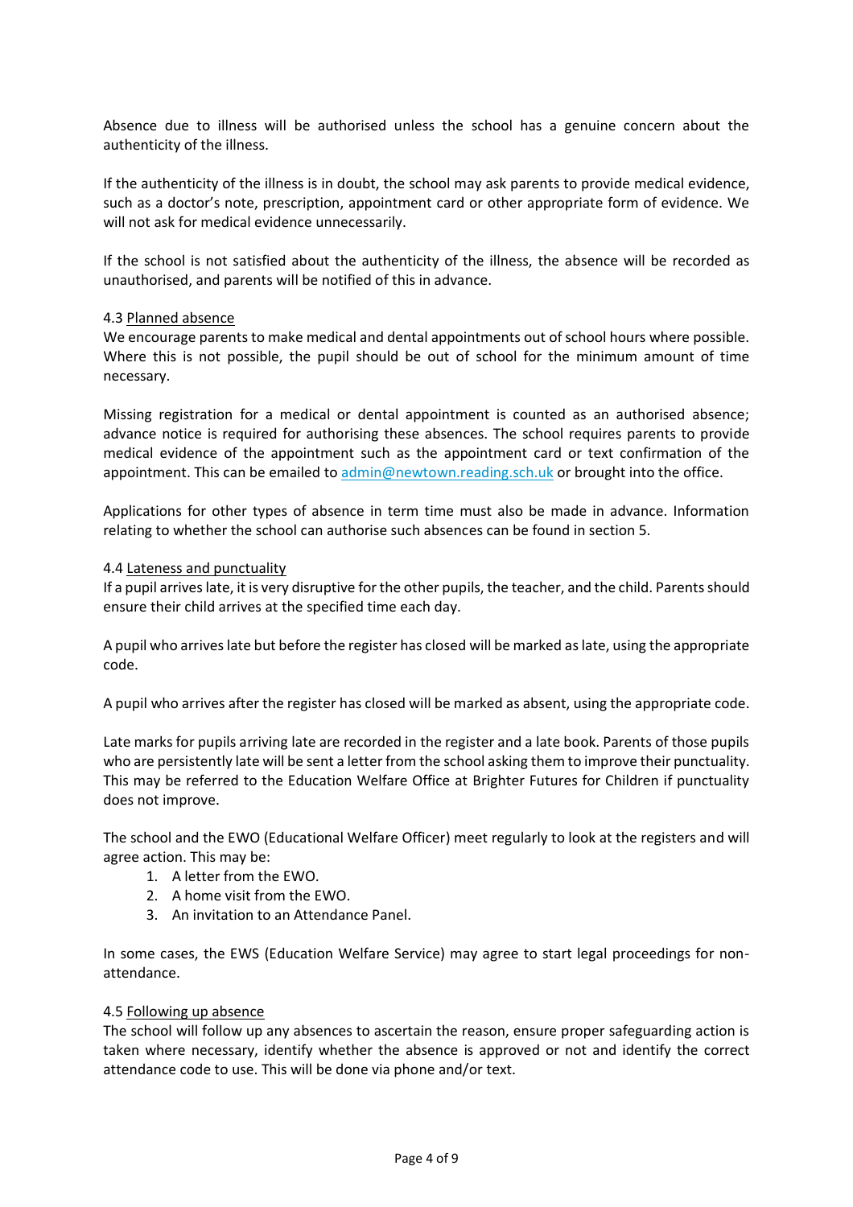Absence due to illness will be authorised unless the school has a genuine concern about the authenticity of the illness.

If the authenticity of the illness is in doubt, the school may ask parents to provide medical evidence, such as a doctor's note, prescription, appointment card or other appropriate form of evidence. We will not ask for medical evidence unnecessarily.

If the school is not satisfied about the authenticity of the illness, the absence will be recorded as unauthorised, and parents will be notified of this in advance.

### 4.3 Planned absence

We encourage parents to make medical and dental appointments out of school hours where possible. Where this is not possible, the pupil should be out of school for the minimum amount of time necessary.

Missing registration for a medical or dental appointment is counted as an authorised absence; advance notice is required for authorising these absences. The school requires parents to provide medical evidence of the appointment such as the appointment card or text confirmation of the appointment. This can be emailed to admin@newtown.reading.sch.uk or brought into the office.

Applications for other types of absence in term time must also be made in advance. Information relating to whether the school can authorise such absences can be found in section 5.

### 4.4 Lateness and punctuality

If a pupil arrives late, it is very disruptive for the other pupils, the teacher, and the child. Parents should ensure their child arrives at the specified time each day.

A pupil who arrives late but before the register has closed will be marked as late, using the appropriate code.

A pupil who arrives after the register has closed will be marked as absent, using the appropriate code.

Late marks for pupils arriving late are recorded in the register and a late book. Parents of those pupils who are persistently late will be sent a letter from the school asking them to improve their punctuality. This may be referred to the Education Welfare Office at Brighter Futures for Children if punctuality does not improve.

The school and the EWO (Educational Welfare Officer) meet regularly to look at the registers and will agree action. This may be:

1. A letter from the EWO.
2. A home visit from the EWO.
3. An invitation to an Attendance Panel.

In some cases, the EWS (Education Welfare Service) may agree to start legal proceedings for non-attendance.

### 4.5 Following up absence

The school will follow up any absences to ascertain the reason, ensure proper safeguarding action is taken where necessary, identify whether the absence is approved or not and identify the correct attendance code to use. This will be done via phone and/or text.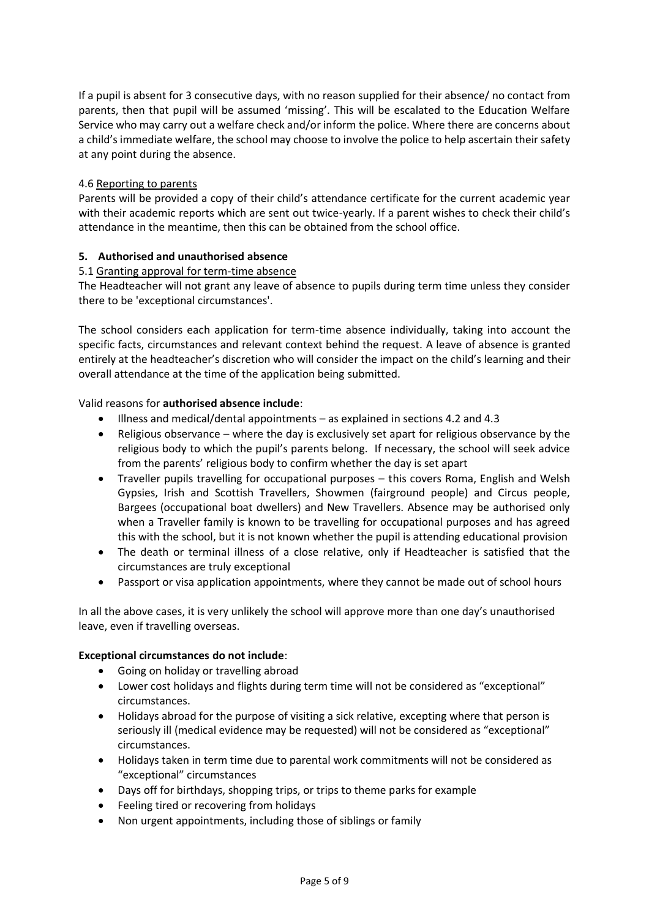If a pupil is absent for 3 consecutive days, with no reason supplied for their absence/ no contact from parents, then that pupil will be assumed 'missing'. This will be escalated to the Education Welfare Service who may carry out a welfare check and/or inform the police. Where there are concerns about a child's immediate welfare, the school may choose to involve the police to help ascertain their safety at any point during the absence.

4.6 Reporting to parents

Parents will be provided a copy of their child's attendance certificate for the current academic year with their academic reports which are sent out twice-yearly. If a parent wishes to check their child's attendance in the meantime, then this can be obtained from the school office.

## 5. Authorised and unauthorised absence

5.1 Granting approval for term-time absence

The Headteacher will not grant any leave of absence to pupils during term time unless they consider there to be 'exceptional circumstances'.

The school considers each application for term-time absence individually, taking into account the specific facts, circumstances and relevant context behind the request. A leave of absence is granted entirely at the headteacher's discretion who will consider the impact on the child's learning and their overall attendance at the time of the application being submitted.

Valid reasons for **authorised absence include**:

- Illness and medical/dental appointments – as explained in sections 4.2 and 4.3
- Religious observance – where the day is exclusively set apart for religious observance by the religious body to which the pupil's parents belong. If necessary, the school will seek advice from the parents' religious body to confirm whether the day is set apart
- Traveller pupils travelling for occupational purposes – this covers Roma, English and Welsh Gypsies, Irish and Scottish Travellers, Showmen (fairground people) and Circus people, Bargees (occupational boat dwellers) and New Travellers. Absence may be authorised only when a Traveller family is known to be travelling for occupational purposes and has agreed this with the school, but it is not known whether the pupil is attending educational provision
- The death or terminal illness of a close relative, only if Headteacher is satisfied that the circumstances are truly exceptional
- Passport or visa application appointments, where they cannot be made out of school hours

In all the above cases, it is very unlikely the school will approve more than one day's unauthorised leave, even if travelling overseas.

**Exceptional circumstances do not include**:

- Going on holiday or travelling abroad
- Lower cost holidays and flights during term time will not be considered as "exceptional" circumstances.
- Holidays abroad for the purpose of visiting a sick relative, excepting where that person is seriously ill (medical evidence may be requested) will not be considered as "exceptional" circumstances.
- Holidays taken in term time due to parental work commitments will not be considered as "exceptional" circumstances
- Days off for birthdays, shopping trips, or trips to theme parks for example
- Feeling tired or recovering from holidays
- Non urgent appointments, including those of siblings or family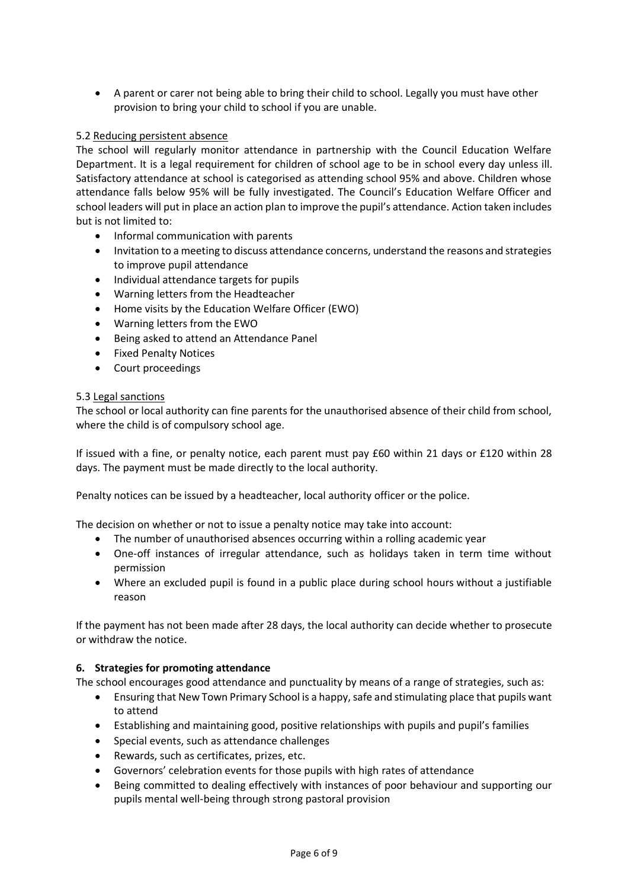- A parent or carer not being able to bring their child to school. Legally you must have other provision to bring your child to school if you are unable.

5.2 Reducing persistent absence

The school will regularly monitor attendance in partnership with the Council Education Welfare Department. It is a legal requirement for children of school age to be in school every day unless ill. Satisfactory attendance at school is categorised as attending school 95% and above. Children whose attendance falls below 95% will be fully investigated. The Council's Education Welfare Officer and school leaders will put in place an action plan to improve the pupil's attendance. Action taken includes but is not limited to:

- Informal communication with parents
- Invitation to a meeting to discuss attendance concerns, understand the reasons and strategies to improve pupil attendance
- Individual attendance targets for pupils
- Warning letters from the Headteacher
- Home visits by the Education Welfare Officer (EWO)
- Warning letters from the EWO
- Being asked to attend an Attendance Panel
- Fixed Penalty Notices
- Court proceedings

5.3 Legal sanctions

The school or local authority can fine parents for the unauthorised absence of their child from school, where the child is of compulsory school age.

If issued with a fine, or penalty notice, each parent must pay £60 within 21 days or £120 within 28 days. The payment must be made directly to the local authority.

Penalty notices can be issued by a headteacher, local authority officer or the police.

The decision on whether or not to issue a penalty notice may take into account:

- The number of unauthorised absences occurring within a rolling academic year
- One-off instances of irregular attendance, such as holidays taken in term time without permission
- Where an excluded pupil is found in a public place during school hours without a justifiable reason

If the payment has not been made after 28 days, the local authority can decide whether to prosecute or withdraw the notice.

## 6. Strategies for promoting attendance

The school encourages good attendance and punctuality by means of a range of strategies, such as:

- Ensuring that New Town Primary School is a happy, safe and stimulating place that pupils want to attend
- Establishing and maintaining good, positive relationships with pupils and pupil's families
- Special events, such as attendance challenges
- Rewards, such as certificates, prizes, etc.
- Governors' celebration events for those pupils with high rates of attendance
- Being committed to dealing effectively with instances of poor behaviour and supporting our pupils mental well-being through strong pastoral provision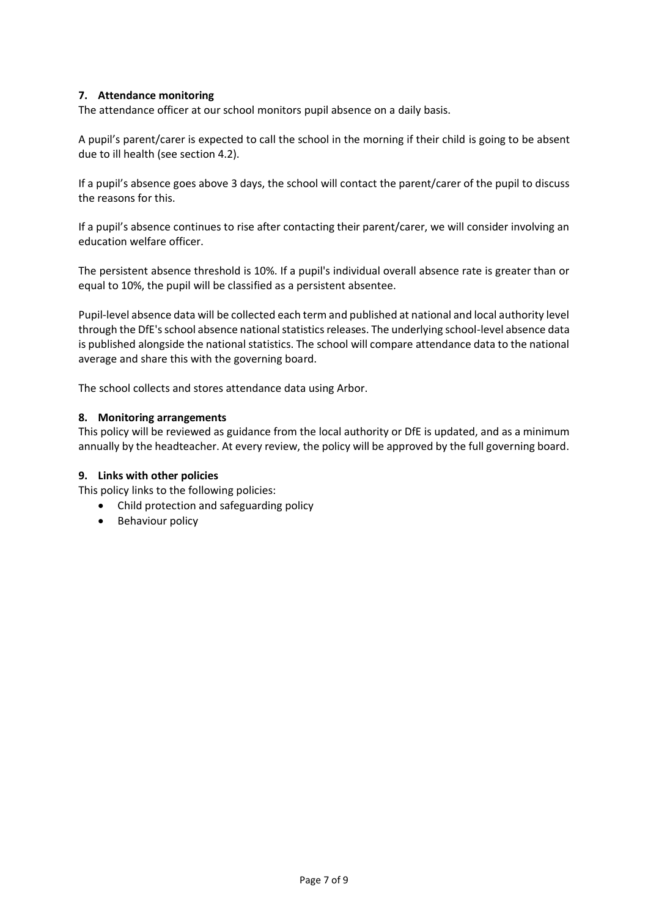## 7. Attendance monitoring

The attendance officer at our school monitors pupil absence on a daily basis.

A pupil's parent/carer is expected to call the school in the morning if their child is going to be absent due to ill health (see section 4.2).

If a pupil's absence goes above 3 days, the school will contact the parent/carer of the pupil to discuss the reasons for this.

If a pupil's absence continues to rise after contacting their parent/carer, we will consider involving an education welfare officer.

The persistent absence threshold is 10%. If a pupil's individual overall absence rate is greater than or equal to 10%, the pupil will be classified as a persistent absentee.

Pupil-level absence data will be collected each term and published at national and local authority level through the DfE's school absence national statistics releases. The underlying school-level absence data is published alongside the national statistics. The school will compare attendance data to the national average and share this with the governing board.

The school collects and stores attendance data using Arbor.

## 8. Monitoring arrangements

This policy will be reviewed as guidance from the local authority or DfE is updated, and as a minimum annually by the headteacher. At every review, the policy will be approved by the full governing board.

## 9. Links with other policies

This policy links to the following policies:

- Child protection and safeguarding policy
- Behaviour policy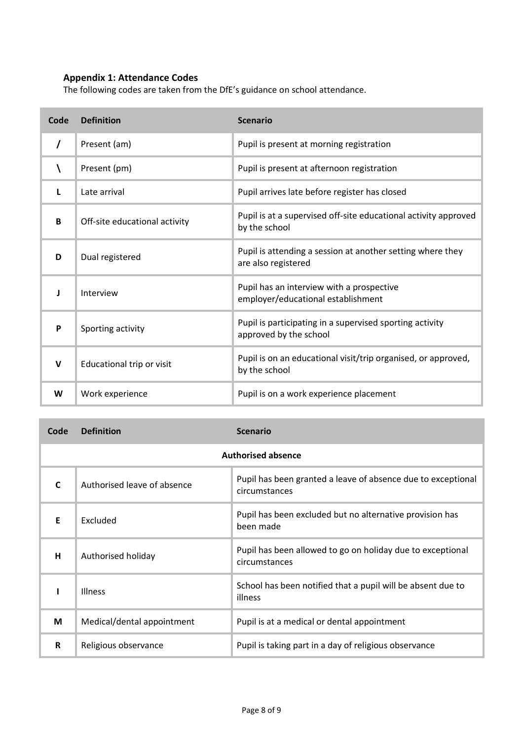### Appendix 1: Attendance Codes

The following codes are taken from the DfE's guidance on school attendance.

| Code | Definition | Scenario |
|---|---|---|
| / | Present (am) | Pupil is present at morning registration |
| \ | Present (pm) | Pupil is present at afternoon registration |
| L | Late arrival | Pupil arrives late before register has closed |
| B | Off-site educational activity | Pupil is at a supervised off-site educational activity approved by the school |
| D | Dual registered | Pupil is attending a session at another setting where they are also registered |
| J | Interview | Pupil has an interview with a prospective employer/educational establishment |
| P | Sporting activity | Pupil is participating in a supervised sporting activity approved by the school |
| V | Educational trip or visit | Pupil is on an educational visit/trip organised, or approved, by the school |
| W | Work experience | Pupil is on a work experience placement |

| Code | Definition | Scenario |
|---|---|---|
| **Authorised absence** | | |
| C | Authorised leave of absence | Pupil has been granted a leave of absence due to exceptional circumstances |
| E | Excluded | Pupil has been excluded but no alternative provision has been made |
| H | Authorised holiday | Pupil has been allowed to go on holiday due to exceptional circumstances |
| I | Illness | School has been notified that a pupil will be absent due to illness |
| M | Medical/dental appointment | Pupil is at a medical or dental appointment |
| R | Religious observance | Pupil is taking part in a day of religious observance |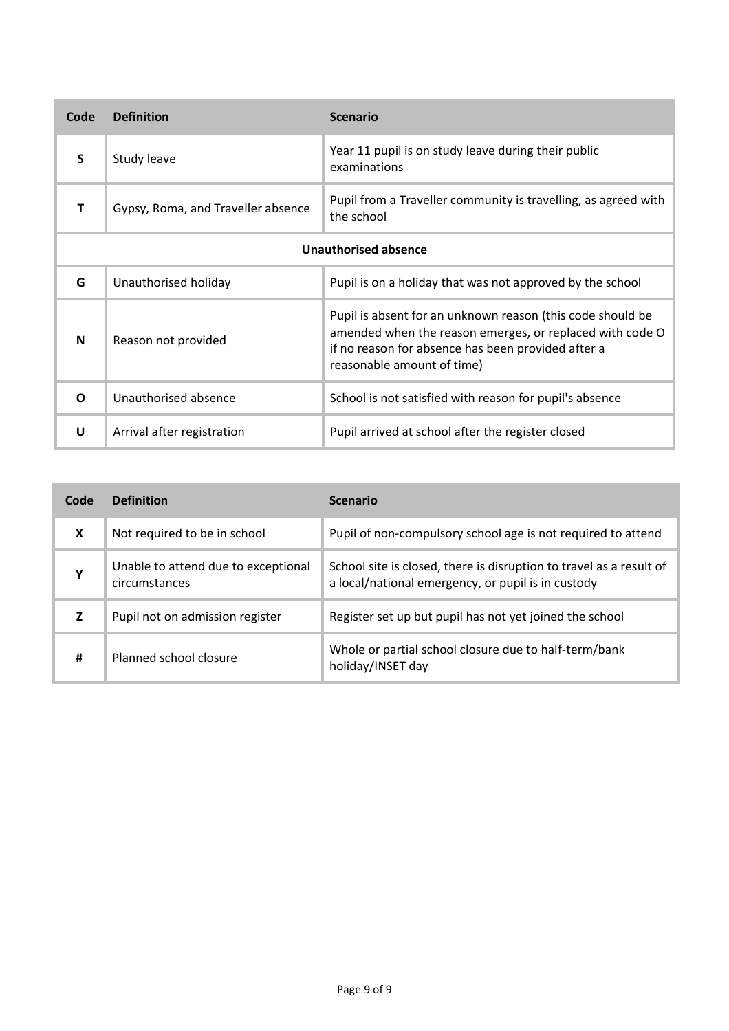| Code | Definition | Scenario |
|---|---|---|
| **S** | Study leave | Year 11 pupil is on study leave during their public examinations |
| **T** | Gypsy, Roma, and Traveller absence | Pupil from a Traveller community is travelling, as agreed with the school |
| | **Unauthorised absence** | |
| **G** | Unauthorised holiday | Pupil is on a holiday that was not approved by the school |
| **N** | Reason not provided | Pupil is absent for an unknown reason (this code should be amended when the reason emerges, or replaced with code O if no reason for absence has been provided after a reasonable amount of time) |
| **O** | Unauthorised absence | School is not satisfied with reason for pupil's absence |
| **U** | Arrival after registration | Pupil arrived at school after the register closed |

| Code | Definition | Scenario |
|---|---|---|
| **X** | Not required to be in school | Pupil of non-compulsory school age is not required to attend |
| **Y** | Unable to attend due to exceptional circumstances | School site is closed, there is disruption to travel as a result of a local/national emergency, or pupil is in custody |
| **Z** | Pupil not on admission register | Register set up but pupil has not yet joined the school |
| **#** | Planned school closure | Whole or partial school closure due to half-term/bank holiday/INSET day |